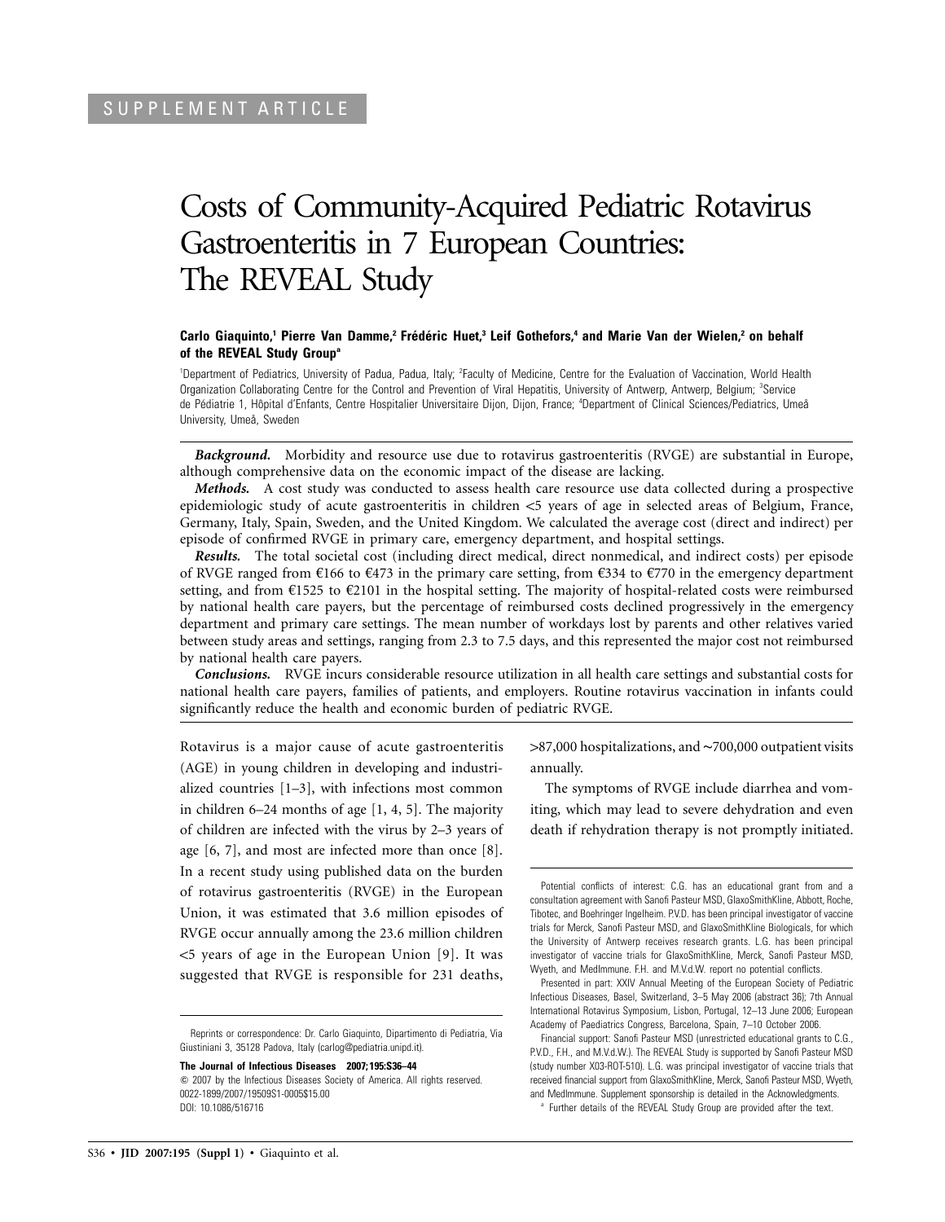SUPPLEMENT ARTICLE

# Costs of Community-Acquired Pediatric Rotavirus Gastroenteritis in 7 European Countries: The REVEAL Study

**Carlo Giaquinto,[1] Pierre Van Damme,[2] Frédéric Huet,[3] Leif Gothefors,[4] and Marie Van der Wielen,[2] on behalf of the REVEAL Study Group[a]**

[1]Department of Pediatrics, University of Padua, Padua, Italy; [2]Faculty of Medicine, Centre for the Evaluation of Vaccination, World Health Organization Collaborating Centre for the Control and Prevention of Viral Hepatitis, University of Antwerp, Antwerp, Belgium; [3]Service de Pédiatrie 1, Hôpital d'Enfants, Centre Hospitalier Universitaire Dijon, Dijon, France; [4]Department of Clinical Sciences/Pediatrics, Umeå University, Umeå, Sweden

***Background.*** Morbidity and resource use due to rotavirus gastroenteritis (RVGE) are substantial in Europe, although comprehensive data on the economic impact of the disease are lacking.

***Methods.*** A cost study was conducted to assess health care resource use data collected during a prospective epidemiologic study of acute gastroenteritis in children <5 years of age in selected areas of Belgium, France, Germany, Italy, Spain, Sweden, and the United Kingdom. We calculated the average cost (direct and indirect) per episode of confirmed RVGE in primary care, emergency department, and hospital settings.

***Results.*** The total societal cost (including direct medical, direct nonmedical, and indirect costs) per episode of RVGE ranged from €166 to €473 in the primary care setting, from €334 to €770 in the emergency department setting, and from €1525 to €2101 in the hospital setting. The majority of hospital-related costs were reimbursed by national health care payers, but the percentage of reimbursed costs declined progressively in the emergency department and primary care settings. The mean number of workdays lost by parents and other relatives varied between study areas and settings, ranging from 2.3 to 7.5 days, and this represented the major cost not reimbursed by national health care payers.

***Conclusions.*** RVGE incurs considerable resource utilization in all health care settings and substantial costs for national health care payers, families of patients, and employers. Routine rotavirus vaccination in infants could significantly reduce the health and economic burden of pediatric RVGE.

Rotavirus is a major cause of acute gastroenteritis (AGE) in young children in developing and industrialized countries [1–3], with infections most common in children 6–24 months of age [1, 4, 5]. The majority of children are infected with the virus by 2–3 years of age [6, 7], and most are infected more than once [8]. In a recent study using published data on the burden of rotavirus gastroenteritis (RVGE) in the European Union, it was estimated that 3.6 million episodes of RVGE occur annually among the 23.6 million children <5 years of age in the European Union [9]. It was suggested that RVGE is responsible for 231 deaths, >87,000 hospitalizations, and ~700,000 outpatient visits annually.

The symptoms of RVGE include diarrhea and vomiting, which may lead to severe dehydration and even death if rehydration therapy is not promptly initiated.

---

Reprints or correspondence: Dr. Carlo Giaquinto, Dipartimento di Pediatria, Via Giustiniani 3, 35128 Padova, Italy (carlog@pediatria.unipd.it).

**The Journal of Infectious Diseases 2007;195:S36–44**
© 2007 by the Infectious Diseases Society of America. All rights reserved.
0022-1899/2007/19509S1-0005$15.00
DOI: 10.1086/516716

Potential conflicts of interest: C.G. has an educational grant from and a consultation agreement with Sanofi Pasteur MSD, GlaxoSmithKline, Abbott, Roche, Tibotec, and Boehringer Ingelheim. P.V.D. has been principal investigator of vaccine trials for Merck, Sanofi Pasteur MSD, and GlaxoSmithKline Biologicals, for which the University of Antwerp receives research grants. L.G. has been principal investigator of vaccine trials for GlaxoSmithKline, Merck, Sanofi Pasteur MSD, Wyeth, and MedImmune. F.H. and M.V.d.W. report no potential conflicts.

Presented in part: XXIV Annual Meeting of the European Society of Pediatric Infectious Diseases, Basel, Switzerland, 3–5 May 2006 (abstract 36); 7th Annual International Rotavirus Symposium, Lisbon, Portugal, 12–13 June 2006; European Academy of Paediatrics Congress, Barcelona, Spain, 7–10 October 2006.

Financial support: Sanofi Pasteur MSD (unrestricted educational grants to C.G., P.V.D., F.H., and M.V.d.W.). The REVEAL Study is supported by Sanofi Pasteur MSD (study number X03-ROT-510). L.G. was principal investigator of vaccine trials that received financial support from GlaxoSmithKline, Merck, Sanofi Pasteur MSD, Wyeth, and MedImmune. Supplement sponsorship is detailed in the Acknowledgments.

[a] Further details of the REVEAL Study Group are provided after the text.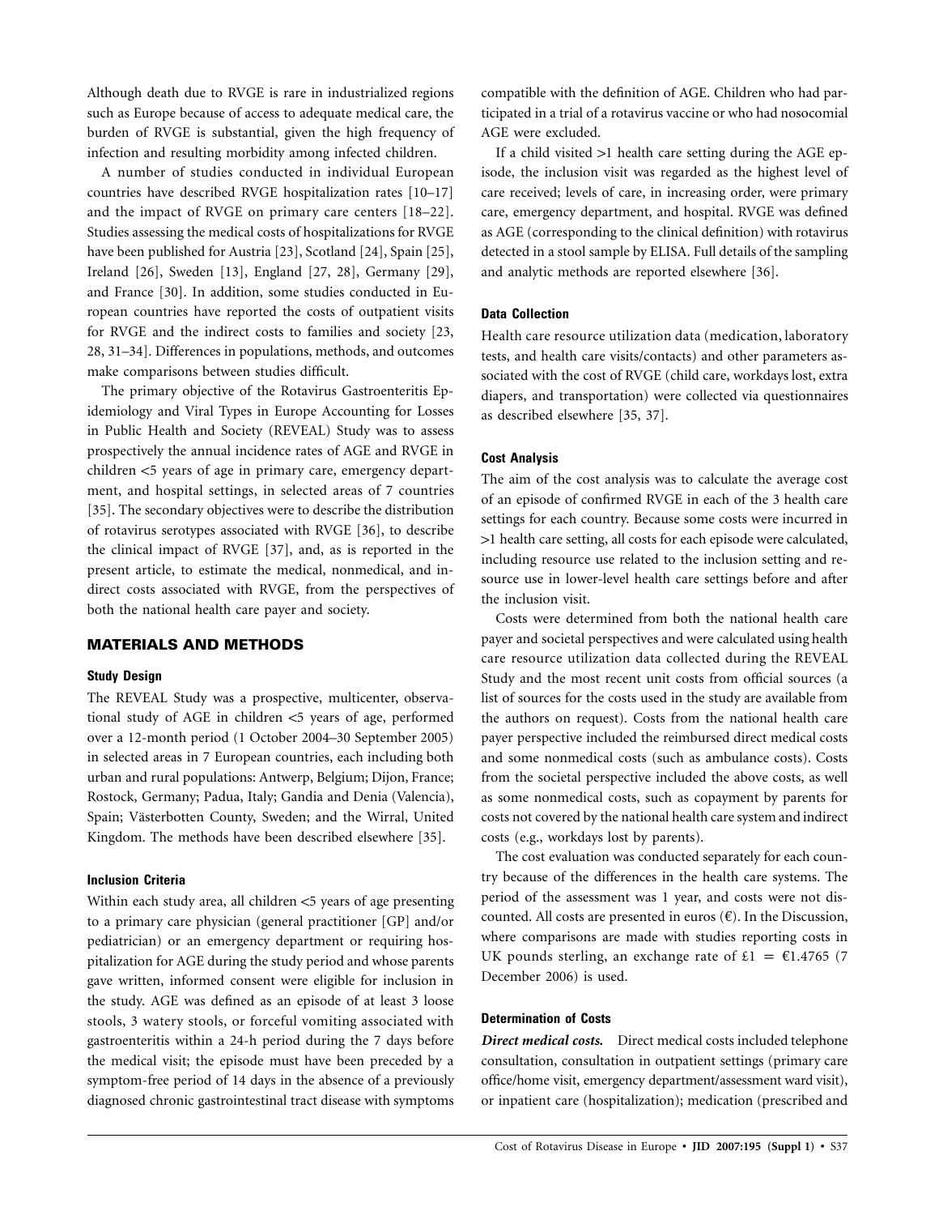Although death due to RVGE is rare in industrialized regions such as Europe because of access to adequate medical care, the burden of RVGE is substantial, given the high frequency of infection and resulting morbidity among infected children.

A number of studies conducted in individual European countries have described RVGE hospitalization rates [10–17] and the impact of RVGE on primary care centers [18–22]. Studies assessing the medical costs of hospitalizations for RVGE have been published for Austria [23], Scotland [24], Spain [25], Ireland [26], Sweden [13], England [27, 28], Germany [29], and France [30]. In addition, some studies conducted in European countries have reported the costs of outpatient visits for RVGE and the indirect costs to families and society [23, 28, 31–34]. Differences in populations, methods, and outcomes make comparisons between studies difficult.

The primary objective of the Rotavirus Gastroenteritis Epidemiology and Viral Types in Europe Accounting for Losses in Public Health and Society (REVEAL) Study was to assess prospectively the annual incidence rates of AGE and RVGE in children <5 years of age in primary care, emergency department, and hospital settings, in selected areas of 7 countries [35]. The secondary objectives were to describe the distribution of rotavirus serotypes associated with RVGE [36], to describe the clinical impact of RVGE [37], and, as is reported in the present article, to estimate the medical, nonmedical, and indirect costs associated with RVGE, from the perspectives of both the national health care payer and society.

## MATERIALS AND METHODS

### Study Design

The REVEAL Study was a prospective, multicenter, observational study of AGE in children <5 years of age, performed over a 12-month period (1 October 2004–30 September 2005) in selected areas in 7 European countries, each including both urban and rural populations: Antwerp, Belgium; Dijon, France; Rostock, Germany; Padua, Italy; Gandia and Denia (Valencia), Spain; Västerbotten County, Sweden; and the Wirral, United Kingdom. The methods have been described elsewhere [35].

### Inclusion Criteria

Within each study area, all children <5 years of age presenting to a primary care physician (general practitioner [GP] and/or pediatrician) or an emergency department or requiring hospitalization for AGE during the study period and whose parents gave written, informed consent were eligible for inclusion in the study. AGE was defined as an episode of at least 3 loose stools, 3 watery stools, or forceful vomiting associated with gastroenteritis within a 24-h period during the 7 days before the medical visit; the episode must have been preceded by a symptom-free period of 14 days in the absence of a previously diagnosed chronic gastrointestinal tract disease with symptoms compatible with the definition of AGE. Children who had participated in a trial of a rotavirus vaccine or who had nosocomial AGE were excluded.

If a child visited >1 health care setting during the AGE episode, the inclusion visit was regarded as the highest level of care received; levels of care, in increasing order, were primary care, emergency department, and hospital. RVGE was defined as AGE (corresponding to the clinical definition) with rotavirus detected in a stool sample by ELISA. Full details of the sampling and analytic methods are reported elsewhere [36].

### Data Collection

Health care resource utilization data (medication, laboratory tests, and health care visits/contacts) and other parameters associated with the cost of RVGE (child care, workdays lost, extra diapers, and transportation) were collected via questionnaires as described elsewhere [35, 37].

### Cost Analysis

The aim of the cost analysis was to calculate the average cost of an episode of confirmed RVGE in each of the 3 health care settings for each country. Because some costs were incurred in >1 health care setting, all costs for each episode were calculated, including resource use related to the inclusion setting and resource use in lower-level health care settings before and after the inclusion visit.

Costs were determined from both the national health care payer and societal perspectives and were calculated using health care resource utilization data collected during the REVEAL Study and the most recent unit costs from official sources (a list of sources for the costs used in the study are available from the authors on request). Costs from the national health care payer perspective included the reimbursed direct medical costs and some nonmedical costs (such as ambulance costs). Costs from the societal perspective included the above costs, as well as some nonmedical costs, such as copayment by parents for costs not covered by the national health care system and indirect costs (e.g., workdays lost by parents).

The cost evaluation was conducted separately for each country because of the differences in the health care systems. The period of the assessment was 1 year, and costs were not discounted. All costs are presented in euros (€). In the Discussion, where comparisons are made with studies reporting costs in UK pounds sterling, an exchange rate of £1 = €1.4765 (7 December 2006) is used.

### Determination of Costs

***Direct medical costs.*** Direct medical costs included telephone consultation, consultation in outpatient settings (primary care office/home visit, emergency department/assessment ward visit), or inpatient care (hospitalization); medication (prescribed and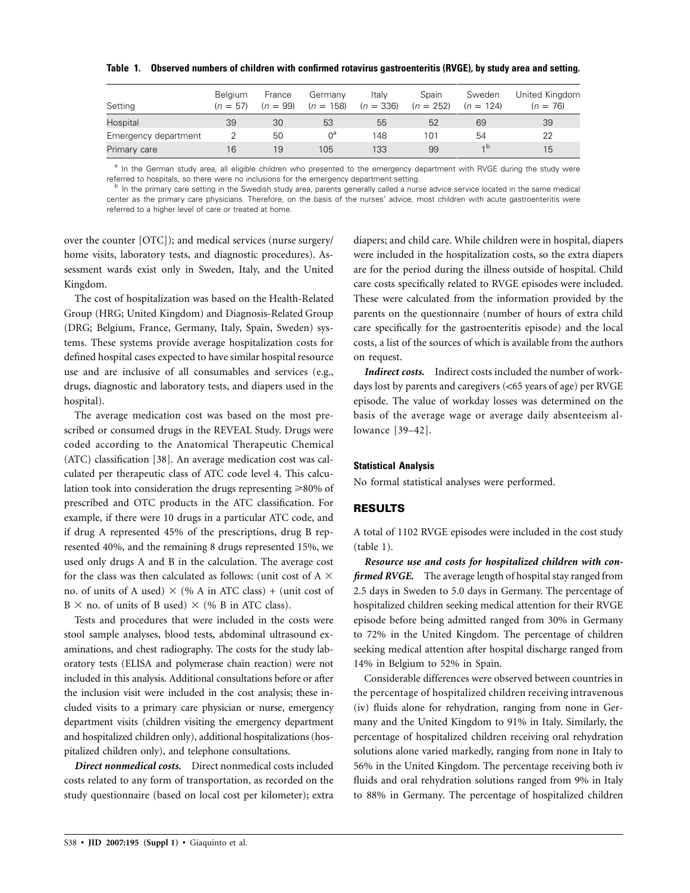**Table 1. Observed numbers of children with confirmed rotavirus gastroenteritis (RVGE), by study area and setting.**

| Setting | Belgium ($n$ = 57) | France ($n$ = 99) | Germany ($n$ = 158) | Italy ($n$ = 336) | Spain ($n$ = 252) | Sweden ($n$ = 124) | United Kingdom ($n$ = 76) |
|---|---|---|---|---|---|---|---|
| Hospital | 39 | 30 | 53 | 55 | 52 | 69 | 39 |
| Emergency department | 2 | 50 | 0[a] | 148 | 101 | 54 | 22 |
| Primary care | 16 | 19 | 105 | 133 | 99 | 1[b] | 15 |

[a] In the German study area, all eligible children who presented to the emergency department with RVGE during the study were referred to hospitals, so there were no inclusions for the emergency department setting.

[b] In the primary care setting in the Swedish study area, parents generally called a nurse advice service located in the same medical center as the primary care physicians. Therefore, on the basis of the nurses' advice, most children with acute gastroenteritis were referred to a higher level of care or treated at home.

over the counter [OTC]); and medical services (nurse surgery/home visits, laboratory tests, and diagnostic procedures). Assessment wards exist only in Sweden, Italy, and the United Kingdom.

The cost of hospitalization was based on the Health-Related Group (HRG; United Kingdom) and Diagnosis-Related Group (DRG; Belgium, France, Germany, Italy, Spain, Sweden) systems. These systems provide average hospitalization costs for defined hospital cases expected to have similar hospital resource use and are inclusive of all consumables and services (e.g., drugs, diagnostic and laboratory tests, and diapers used in the hospital).

The average medication cost was based on the most prescribed or consumed drugs in the REVEAL Study. Drugs were coded according to the Anatomical Therapeutic Chemical (ATC) classification [38]. An average medication cost was calculated per therapeutic class of ATC code level 4. This calculation took into consideration the drugs representing ⩾80% of prescribed and OTC products in the ATC classification. For example, if there were 10 drugs in a particular ATC code, and if drug A represented 45% of the prescriptions, drug B represented 40%, and the remaining 8 drugs represented 15%, we used only drugs A and B in the calculation. The average cost for the class was then calculated as follows: (unit cost of A $\times$ no. of units of A used) $\times$ (% A in ATC class) + (unit cost of B $\times$ no. of units of B used) $\times$ (% B in ATC class).

Tests and procedures that were included in the costs were stool sample analyses, blood tests, abdominal ultrasound examinations, and chest radiography. The costs for the study laboratory tests (ELISA and polymerase chain reaction) were not included in this analysis. Additional consultations before or after the inclusion visit were included in the cost analysis; these included visits to a primary care physician or nurse, emergency department visits (children visiting the emergency department and hospitalized children only), additional hospitalizations (hospitalized children only), and telephone consultations.

***Direct nonmedical costs.*** Direct nonmedical costs included costs related to any form of transportation, as recorded on the study questionnaire (based on local cost per kilometer); extra diapers; and child care. While children were in hospital, diapers were included in the hospitalization costs, so the extra diapers are for the period during the illness outside of hospital. Child care costs specifically related to RVGE episodes were included. These were calculated from the information provided by the parents on the questionnaire (number of hours of extra child care specifically for the gastroenteritis episode) and the local costs, a list of the sources of which is available from the authors on request.

***Indirect costs.*** Indirect costs included the number of workdays lost by parents and caregivers (<65 years of age) per RVGE episode. The value of workday losses was determined on the basis of the average wage or average daily absenteeism allowance [39–42].

#### Statistical Analysis

No formal statistical analyses were performed.

## RESULTS

A total of 1102 RVGE episodes were included in the cost study (table 1).

***Resource use and costs for hospitalized children with confirmed RVGE.*** The average length of hospital stay ranged from 2.5 days in Sweden to 5.0 days in Germany. The percentage of hospitalized children seeking medical attention for their RVGE episode before being admitted ranged from 30% in Germany to 72% in the United Kingdom. The percentage of children seeking medical attention after hospital discharge ranged from 14% in Belgium to 52% in Spain.

Considerable differences were observed between countries in the percentage of hospitalized children receiving intravenous (iv) fluids alone for rehydration, ranging from none in Germany and the United Kingdom to 91% in Italy. Similarly, the percentage of hospitalized children receiving oral rehydration solutions alone varied markedly, ranging from none in Italy to 56% in the United Kingdom. The percentage receiving both iv fluids and oral rehydration solutions ranged from 9% in Italy to 88% in Germany. The percentage of hospitalized children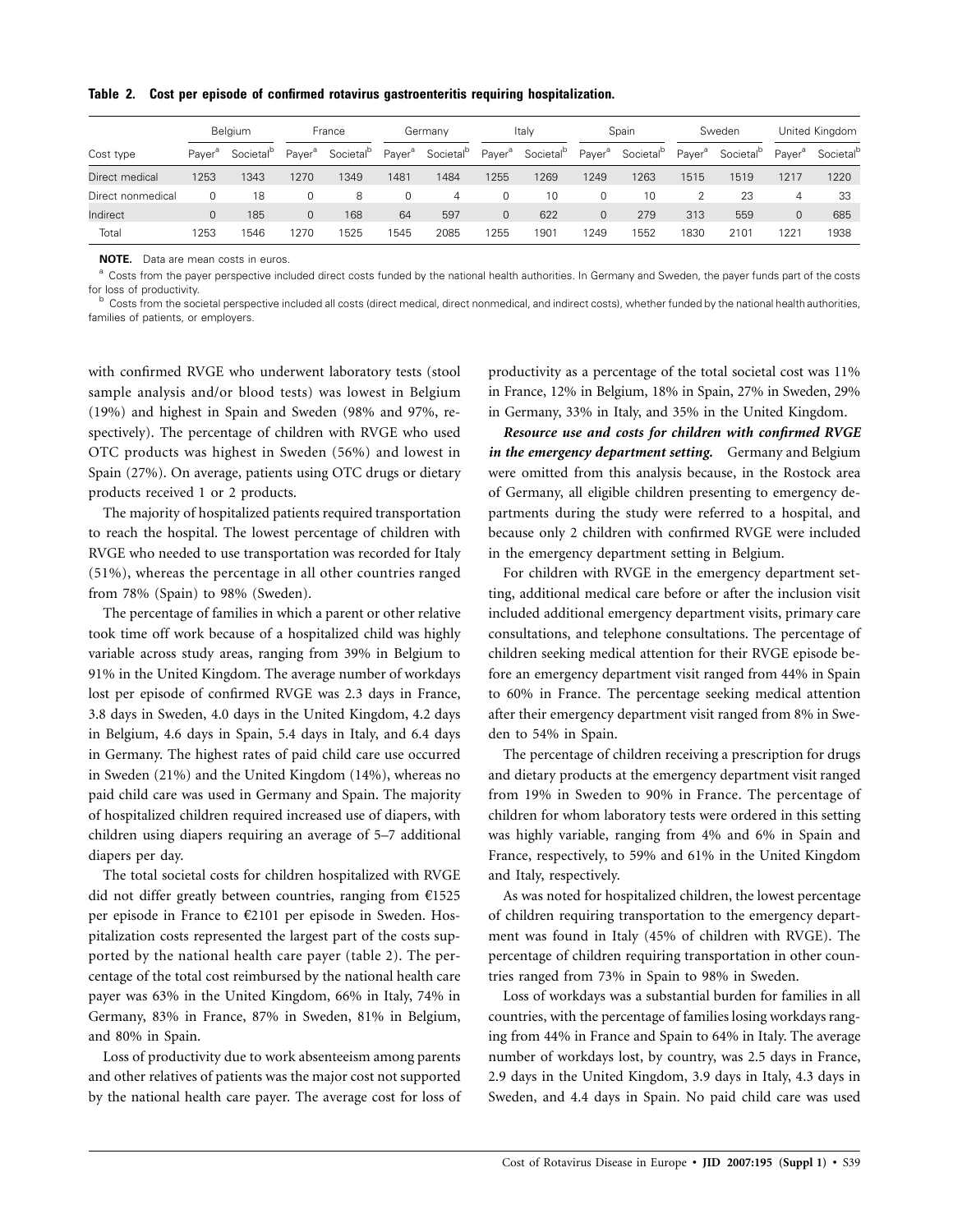**Table 2. Cost per episode of confirmed rotavirus gastroenteritis requiring hospitalization.**

| | Belgium | | France | | Germany | | Italy | | Spain | | Sweden | | United Kingdom | |
|---|---|---|---|---|---|---|---|---|---|---|---|---|---|---|
| Cost type | Payer[a] | Societal[b] | Payer[a] | Societal[b] | Payer[a] | Societal[b] | Payer[a] | Societal[b] | Payer[a] | Societal[b] | Payer[a] | Societal[b] | Payer[a] | Societal[b] |
| Direct medical | 1253 | 1343 | 1270 | 1349 | 1481 | 1484 | 1255 | 1269 | 1249 | 1263 | 1515 | 1519 | 1217 | 1220 |
| Direct nonmedical | 0 | 18 | 0 | 8 | 0 | 4 | 0 | 10 | 0 | 10 | 2 | 23 | 4 | 33 |
| Indirect | 0 | 185 | 0 | 168 | 64 | 597 | 0 | 622 | 0 | 279 | 313 | 559 | 0 | 685 |
| Total | 1253 | 1546 | 1270 | 1525 | 1545 | 2085 | 1255 | 1901 | 1249 | 1552 | 1830 | 2101 | 1221 | 1938 |

**NOTE.** Data are mean costs in euros.

[a] Costs from the payer perspective included direct costs funded by the national health authorities. In Germany and Sweden, the payer funds part of the costs for loss of productivity.

[b] Costs from the societal perspective included all costs (direct medical, direct nonmedical, and indirect costs), whether funded by the national health authorities, families of patients, or employers.

with confirmed RVGE who underwent laboratory tests (stool sample analysis and/or blood tests) was lowest in Belgium (19%) and highest in Spain and Sweden (98% and 97%, respectively). The percentage of children with RVGE who used OTC products was highest in Sweden (56%) and lowest in Spain (27%). On average, patients using OTC drugs or dietary products received 1 or 2 products.

The majority of hospitalized patients required transportation to reach the hospital. The lowest percentage of children with RVGE who needed to use transportation was recorded for Italy (51%), whereas the percentage in all other countries ranged from 78% (Spain) to 98% (Sweden).

The percentage of families in which a parent or other relative took time off work because of a hospitalized child was highly variable across study areas, ranging from 39% in Belgium to 91% in the United Kingdom. The average number of workdays lost per episode of confirmed RVGE was 2.3 days in France, 3.8 days in Sweden, 4.0 days in the United Kingdom, 4.2 days in Belgium, 4.6 days in Spain, 5.4 days in Italy, and 6.4 days in Germany. The highest rates of paid child care use occurred in Sweden (21%) and the United Kingdom (14%), whereas no paid child care was used in Germany and Spain. The majority of hospitalized children required increased use of diapers, with children using diapers requiring an average of 5–7 additional diapers per day.

The total societal costs for children hospitalized with RVGE did not differ greatly between countries, ranging from €1525 per episode in France to €2101 per episode in Sweden. Hospitalization costs represented the largest part of the costs supported by the national health care payer (table 2). The percentage of the total cost reimbursed by the national health care payer was 63% in the United Kingdom, 66% in Italy, 74% in Germany, 83% in France, 87% in Sweden, 81% in Belgium, and 80% in Spain.

Loss of productivity due to work absenteeism among parents and other relatives of patients was the major cost not supported by the national health care payer. The average cost for loss of productivity as a percentage of the total societal cost was 11% in France, 12% in Belgium, 18% in Spain, 27% in Sweden, 29% in Germany, 33% in Italy, and 35% in the United Kingdom.

***Resource use and costs for children with confirmed RVGE in the emergency department setting.*** Germany and Belgium were omitted from this analysis because, in the Rostock area of Germany, all eligible children presenting to emergency departments during the study were referred to a hospital, and because only 2 children with confirmed RVGE were included in the emergency department setting in Belgium.

For children with RVGE in the emergency department setting, additional medical care before or after the inclusion visit included additional emergency department visits, primary care consultations, and telephone consultations. The percentage of children seeking medical attention for their RVGE episode before an emergency department visit ranged from 44% in Spain to 60% in France. The percentage seeking medical attention after their emergency department visit ranged from 8% in Sweden to 54% in Spain.

The percentage of children receiving a prescription for drugs and dietary products at the emergency department visit ranged from 19% in Sweden to 90% in France. The percentage of children for whom laboratory tests were ordered in this setting was highly variable, ranging from 4% and 6% in Spain and France, respectively, to 59% and 61% in the United Kingdom and Italy, respectively.

As was noted for hospitalized children, the lowest percentage of children requiring transportation to the emergency department was found in Italy (45% of children with RVGE). The percentage of children requiring transportation in other countries ranged from 73% in Spain to 98% in Sweden.

Loss of workdays was a substantial burden for families in all countries, with the percentage of families losing workdays ranging from 44% in France and Spain to 64% in Italy. The average number of workdays lost, by country, was 2.5 days in France, 2.9 days in the United Kingdom, 3.9 days in Italy, 4.3 days in Sweden, and 4.4 days in Spain. No paid child care was used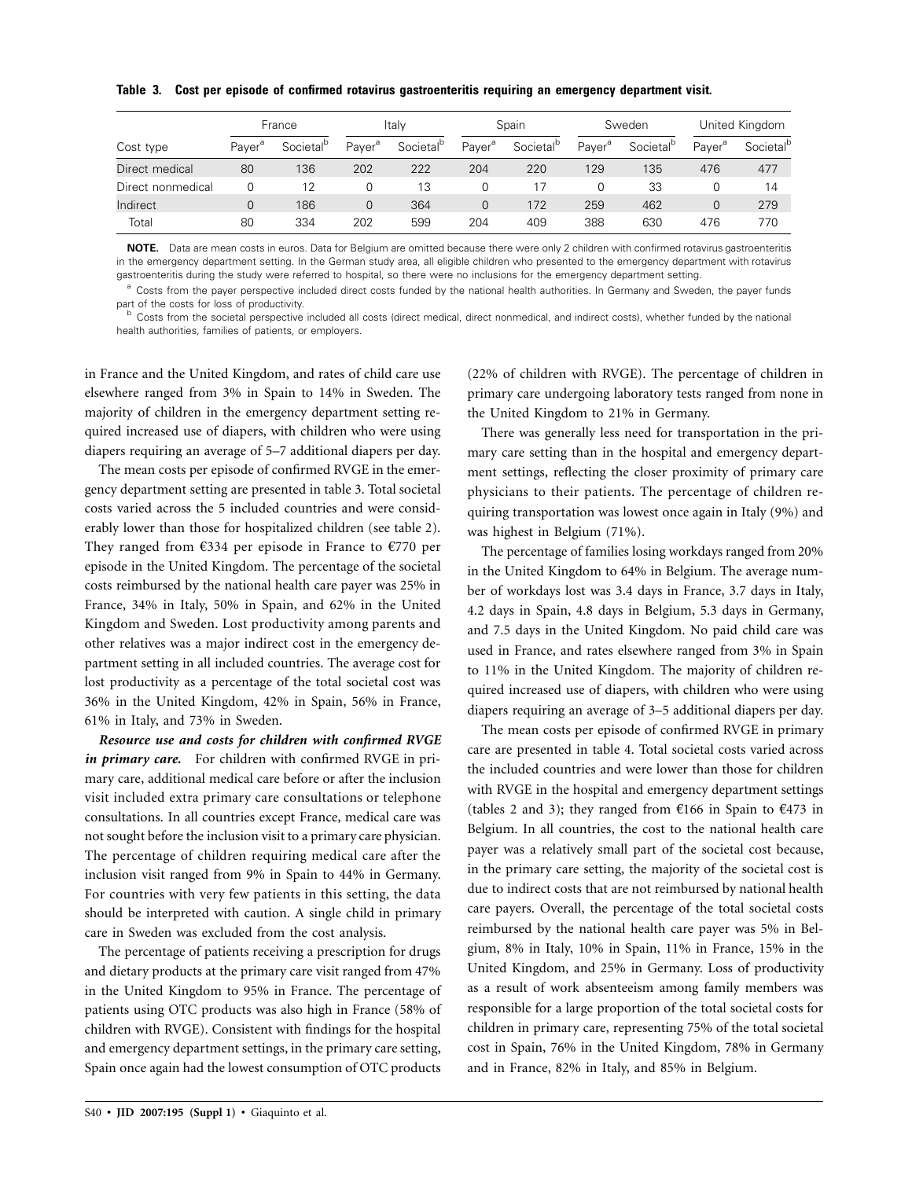**Table 3. Cost per episode of confirmed rotavirus gastroenteritis requiring an emergency department visit.**

| Cost type | France | | Italy | | Spain | | Sweden | | United Kingdom | |
|---|---|---|---|---|---|---|---|---|---|---|
| | Payer[a] | Societal[b] | Payer[a] | Societal[b] | Payer[a] | Societal[b] | Payer[a] | Societal[b] | Payer[a] | Societal[b] |
| Direct medical | 80 | 136 | 202 | 222 | 204 | 220 | 129 | 135 | 476 | 477 |
| Direct nonmedical | 0 | 12 | 0 | 13 | 0 | 17 | 0 | 33 | 0 | 14 |
| Indirect | 0 | 186 | 0 | 364 | 0 | 172 | 259 | 462 | 0 | 279 |
| Total | 80 | 334 | 202 | 599 | 204 | 409 | 388 | 630 | 476 | 770 |

**NOTE.** Data are mean costs in euros. Data for Belgium are omitted because there were only 2 children with confirmed rotavirus gastroenteritis in the emergency department setting. In the German study area, all eligible children who presented to the emergency department with rotavirus gastroenteritis during the study were referred to hospital, so there were no inclusions for the emergency department setting.

[a] Costs from the payer perspective included direct costs funded by the national health authorities. In Germany and Sweden, the payer funds part of the costs for loss of productivity.

[b] Costs from the societal perspective included all costs (direct medical, direct nonmedical, and indirect costs), whether funded by the national health authorities, families of patients, or employers.

in France and the United Kingdom, and rates of child care use elsewhere ranged from 3% in Spain to 14% in Sweden. The majority of children in the emergency department setting required increased use of diapers, with children who were using diapers requiring an average of 5–7 additional diapers per day.

The mean costs per episode of confirmed RVGE in the emergency department setting are presented in table 3. Total societal costs varied across the 5 included countries and were considerably lower than those for hospitalized children (see table 2). They ranged from €334 per episode in France to €770 per episode in the United Kingdom. The percentage of the societal costs reimbursed by the national health care payer was 25% in France, 34% in Italy, 50% in Spain, and 62% in the United Kingdom and Sweden. Lost productivity among parents and other relatives was a major indirect cost in the emergency department setting in all included countries. The average cost for lost productivity as a percentage of the total societal cost was 36% in the United Kingdom, 42% in Spain, 56% in France, 61% in Italy, and 73% in Sweden.

***Resource use and costs for children with confirmed RVGE in primary care.*** For children with confirmed RVGE in primary care, additional medical care before or after the inclusion visit included extra primary care consultations or telephone consultations. In all countries except France, medical care was not sought before the inclusion visit to a primary care physician. The percentage of children requiring medical care after the inclusion visit ranged from 9% in Spain to 44% in Germany. For countries with very few patients in this setting, the data should be interpreted with caution. A single child in primary care in Sweden was excluded from the cost analysis.

The percentage of patients receiving a prescription for drugs and dietary products at the primary care visit ranged from 47% in the United Kingdom to 95% in France. The percentage of patients using OTC products was also high in France (58% of children with RVGE). Consistent with findings for the hospital and emergency department settings, in the primary care setting, Spain once again had the lowest consumption of OTC products (22% of children with RVGE). The percentage of children in primary care undergoing laboratory tests ranged from none in the United Kingdom to 21% in Germany.

There was generally less need for transportation in the primary care setting than in the hospital and emergency department settings, reflecting the closer proximity of primary care physicians to their patients. The percentage of children requiring transportation was lowest once again in Italy (9%) and was highest in Belgium (71%).

The percentage of families losing workdays ranged from 20% in the United Kingdom to 64% in Belgium. The average number of workdays lost was 3.4 days in France, 3.7 days in Italy, 4.2 days in Spain, 4.8 days in Belgium, 5.3 days in Germany, and 7.5 days in the United Kingdom. No paid child care was used in France, and rates elsewhere ranged from 3% in Spain to 11% in the United Kingdom. The majority of children required increased use of diapers, with children who were using diapers requiring an average of 3–5 additional diapers per day.

The mean costs per episode of confirmed RVGE in primary care are presented in table 4. Total societal costs varied across the included countries and were lower than those for children with RVGE in the hospital and emergency department settings (tables 2 and 3); they ranged from €166 in Spain to €473 in Belgium. In all countries, the cost to the national health care payer was a relatively small part of the societal cost because, in the primary care setting, the majority of the societal cost is due to indirect costs that are not reimbursed by national health care payers. Overall, the percentage of the total societal costs reimbursed by the national health care payer was 5% in Belgium, 8% in Italy, 10% in Spain, 11% in France, 15% in the United Kingdom, and 25% in Germany. Loss of productivity as a result of work absenteeism among family members was responsible for a large proportion of the total societal costs for children in primary care, representing 75% of the total societal cost in Spain, 76% in the United Kingdom, 78% in Germany and in France, 82% in Italy, and 85% in Belgium.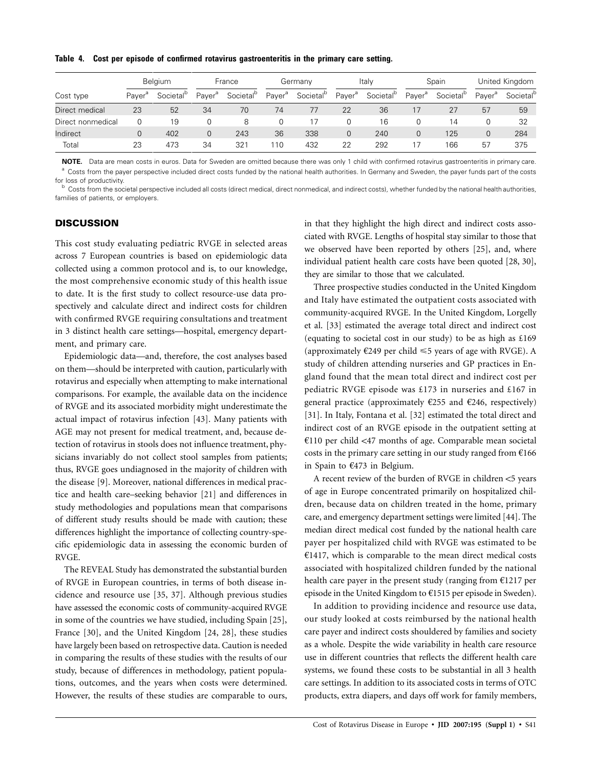**Table 4. Cost per episode of confirmed rotavirus gastroenteritis in the primary care setting.**

| Cost type | Belgium | | France | | Germany | | Italy | | Spain | | United Kingdom | |
|---|---|---|---|---|---|---|---|---|---|---|---|---|
| | Payer[a] | Societal[b] | Payer[a] | Societal[b] | Payer[a] | Societal[b] | Payer[a] | Societal[b] | Payer[a] | Societal[b] | Payer[a] | Societal[b] |
| Direct medical | 23 | 52 | 34 | 70 | 74 | 77 | 22 | 36 | 17 | 27 | 57 | 59 |
| Direct nonmedical | 0 | 19 | 0 | 8 | 0 | 17 | 0 | 16 | 0 | 14 | 0 | 32 |
| Indirect | 0 | 402 | 0 | 243 | 36 | 338 | 0 | 240 | 0 | 125 | 0 | 284 |
| Total | 23 | 473 | 34 | 321 | 110 | 432 | 22 | 292 | 17 | 166 | 57 | 375 |

**NOTE.** Data are mean costs in euros. Data for Sweden are omitted because there was only 1 child with confirmed rotavirus gastroenteritis in primary care.
[a] Costs from the payer perspective included direct costs funded by the national health authorities. In Germany and Sweden, the payer funds part of the costs for loss of productivity.
[b] Costs from the societal perspective included all costs (direct medical, direct nonmedical, and indirect costs), whether funded by the national health authorities, families of patients, or employers.

## DISCUSSION

This cost study evaluating pediatric RVGE in selected areas across 7 European countries is based on epidemiologic data collected using a common protocol and is, to our knowledge, the most comprehensive economic study of this health issue to date. It is the first study to collect resource-use data prospectively and calculate direct and indirect costs for children with confirmed RVGE requiring consultations and treatment in 3 distinct health care settings—hospital, emergency department, and primary care.

Epidemiologic data—and, therefore, the cost analyses based on them—should be interpreted with caution, particularly with rotavirus and especially when attempting to make international comparisons. For example, the available data on the incidence of RVGE and its associated morbidity might underestimate the actual impact of rotavirus infection [43]. Many patients with AGE may not present for medical treatment, and, because detection of rotavirus in stools does not influence treatment, physicians invariably do not collect stool samples from patients; thus, RVGE goes undiagnosed in the majority of children with the disease [9]. Moreover, national differences in medical practice and health care–seeking behavior [21] and differences in study methodologies and populations mean that comparisons of different study results should be made with caution; these differences highlight the importance of collecting country-specific epidemiologic data in assessing the economic burden of RVGE.

The REVEAL Study has demonstrated the substantial burden of RVGE in European countries, in terms of both disease incidence and resource use [35, 37]. Although previous studies have assessed the economic costs of community-acquired RVGE in some of the countries we have studied, including Spain [25], France [30], and the United Kingdom [24, 28], these studies have largely been based on retrospective data. Caution is needed in comparing the results of these studies with the results of our study, because of differences in methodology, patient populations, outcomes, and the years when costs were determined. However, the results of these studies are comparable to ours, in that they highlight the high direct and indirect costs associated with RVGE. Lengths of hospital stay similar to those that we observed have been reported by others [25], and, where individual patient health care costs have been quoted [28, 30], they are similar to those that we calculated.

Three prospective studies conducted in the United Kingdom and Italy have estimated the outpatient costs associated with community-acquired RVGE. In the United Kingdom, Lorgelly et al. [33] estimated the average total direct and indirect cost (equating to societal cost in our study) to be as high as £169 (approximately €249 per child ≤5 years of age with RVGE). A study of children attending nurseries and GP practices in England found that the mean total direct and indirect cost per pediatric RVGE episode was £173 in nurseries and £167 in general practice (approximately €255 and €246, respectively) [31]. In Italy, Fontana et al. [32] estimated the total direct and indirect cost of an RVGE episode in the outpatient setting at €110 per child <47 months of age. Comparable mean societal costs in the primary care setting in our study ranged from €166 in Spain to €473 in Belgium.

A recent review of the burden of RVGE in children <5 years of age in Europe concentrated primarily on hospitalized children, because data on children treated in the home, primary care, and emergency department settings were limited [44]. The median direct medical cost funded by the national health care payer per hospitalized child with RVGE was estimated to be €1417, which is comparable to the mean direct medical costs associated with hospitalized children funded by the national health care payer in the present study (ranging from €1217 per episode in the United Kingdom to €1515 per episode in Sweden).

In addition to providing incidence and resource use data, our study looked at costs reimbursed by the national health care payer and indirect costs shouldered by families and society as a whole. Despite the wide variability in health care resource use in different countries that reflects the different health care systems, we found these costs to be substantial in all 3 health care settings. In addition to its associated costs in terms of OTC products, extra diapers, and days off work for family members,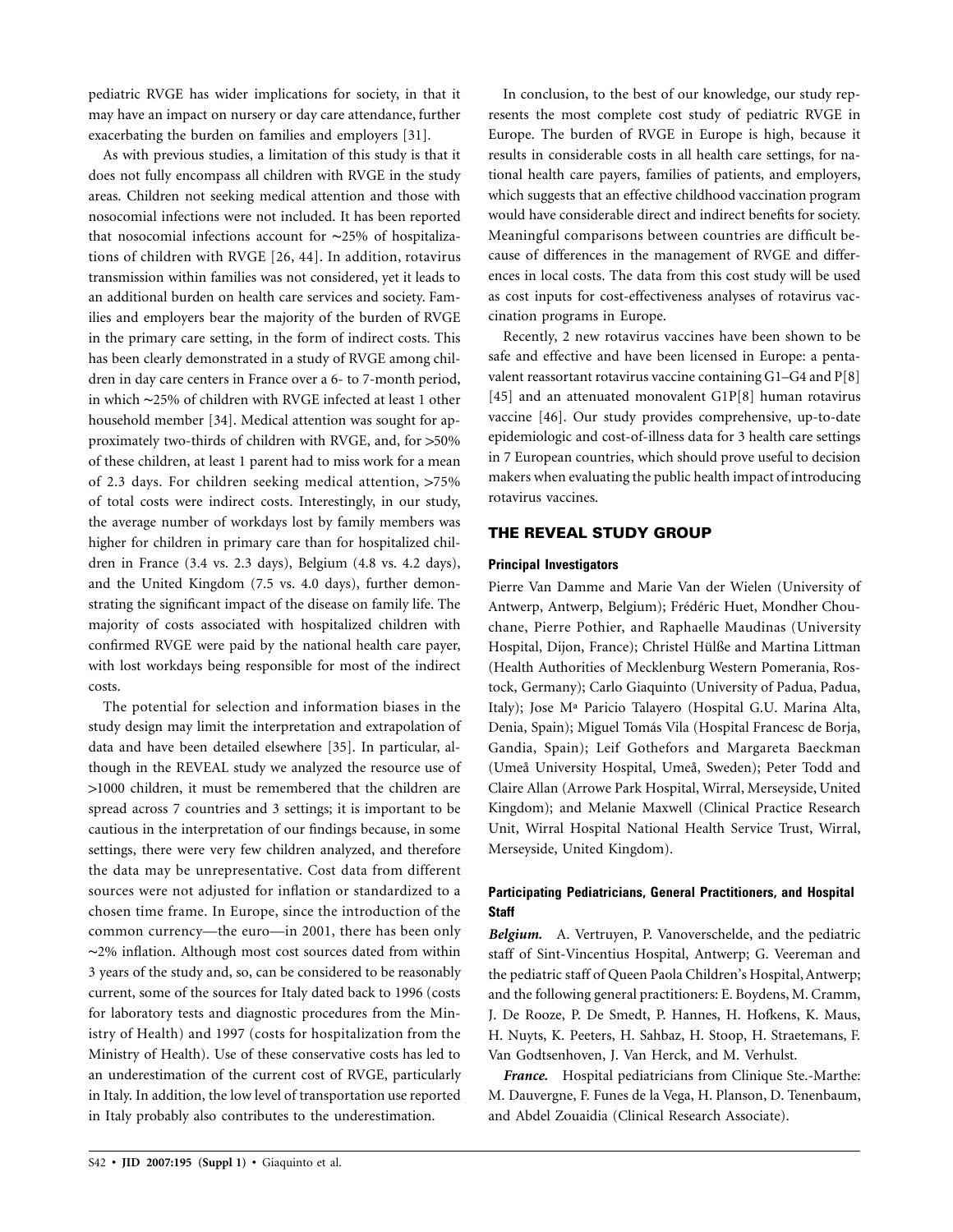pediatric RVGE has wider implications for society, in that it may have an impact on nursery or day care attendance, further exacerbating the burden on families and employers [31].

As with previous studies, a limitation of this study is that it does not fully encompass all children with RVGE in the study areas. Children not seeking medical attention and those with nosocomial infections were not included. It has been reported that nosocomial infections account for ~25% of hospitalizations of children with RVGE [26, 44]. In addition, rotavirus transmission within families was not considered, yet it leads to an additional burden on health care services and society. Families and employers bear the majority of the burden of RVGE in the primary care setting, in the form of indirect costs. This has been clearly demonstrated in a study of RVGE among children in day care centers in France over a 6- to 7-month period, in which ~25% of children with RVGE infected at least 1 other household member [34]. Medical attention was sought for approximately two-thirds of children with RVGE, and, for >50% of these children, at least 1 parent had to miss work for a mean of 2.3 days. For children seeking medical attention, >75% of total costs were indirect costs. Interestingly, in our study, the average number of workdays lost by family members was higher for children in primary care than for hospitalized children in France (3.4 vs. 2.3 days), Belgium (4.8 vs. 4.2 days), and the United Kingdom (7.5 vs. 4.0 days), further demonstrating the significant impact of the disease on family life. The majority of costs associated with hospitalized children with confirmed RVGE were paid by the national health care payer, with lost workdays being responsible for most of the indirect costs.

The potential for selection and information biases in the study design may limit the interpretation and extrapolation of data and have been detailed elsewhere [35]. In particular, although in the REVEAL study we analyzed the resource use of >1000 children, it must be remembered that the children are spread across 7 countries and 3 settings; it is important to be cautious in the interpretation of our findings because, in some settings, there were very few children analyzed, and therefore the data may be unrepresentative. Cost data from different sources were not adjusted for inflation or standardized to a chosen time frame. In Europe, since the introduction of the common currency—the euro—in 2001, there has been only ~2% inflation. Although most cost sources dated from within 3 years of the study and, so, can be considered to be reasonably current, some of the sources for Italy dated back to 1996 (costs for laboratory tests and diagnostic procedures from the Ministry of Health) and 1997 (costs for hospitalization from the Ministry of Health). Use of these conservative costs has led to an underestimation of the current cost of RVGE, particularly in Italy. In addition, the low level of transportation use reported in Italy probably also contributes to the underestimation.

In conclusion, to the best of our knowledge, our study represents the most complete cost study of pediatric RVGE in Europe. The burden of RVGE in Europe is high, because it results in considerable costs in all health care settings, for national health care payers, families of patients, and employers, which suggests that an effective childhood vaccination program would have considerable direct and indirect benefits for society. Meaningful comparisons between countries are difficult because of differences in the management of RVGE and differences in local costs. The data from this cost study will be used as cost inputs for cost-effectiveness analyses of rotavirus vaccination programs in Europe.

Recently, 2 new rotavirus vaccines have been shown to be safe and effective and have been licensed in Europe: a pentavalent reassortant rotavirus vaccine containing G1–G4 and P[8] [45] and an attenuated monovalent G1P[8] human rotavirus vaccine [46]. Our study provides comprehensive, up-to-date epidemiologic and cost-of-illness data for 3 health care settings in 7 European countries, which should prove useful to decision makers when evaluating the public health impact of introducing rotavirus vaccines.

## THE REVEAL STUDY GROUP

### Principal Investigators

Pierre Van Damme and Marie Van der Wielen (University of Antwerp, Antwerp, Belgium); Frédéric Huet, Mondher Chouchane, Pierre Pothier, and Raphaelle Maudinas (University Hospital, Dijon, France); Christel Hülße and Martina Littman (Health Authorities of Mecklenburg Western Pomerania, Rostock, Germany); Carlo Giaquinto (University of Padua, Padua, Italy); Jose Mª Paricio Talayero (Hospital G.U. Marina Alta, Denia, Spain); Miguel Tomás Vila (Hospital Francesc de Borja, Gandia, Spain); Leif Gothefors and Margareta Baeckman (Umeå University Hospital, Umeå, Sweden); Peter Todd and Claire Allan (Arrowe Park Hospital, Wirral, Merseyside, United Kingdom); and Melanie Maxwell (Clinical Practice Research Unit, Wirral Hospital National Health Service Trust, Wirral, Merseyside, United Kingdom).

### Participating Pediatricians, General Practitioners, and Hospital Staff

***Belgium.*** A. Vertruyen, P. Vanoverschelde, and the pediatric staff of Sint-Vincentius Hospital, Antwerp; G. Veereman and the pediatric staff of Queen Paola Children's Hospital, Antwerp; and the following general practitioners: E. Boydens, M. Cramm, J. De Rooze, P. De Smedt, P. Hannes, H. Hofkens, K. Maus, H. Nuyts, K. Peeters, H. Sahbaz, H. Stoop, H. Straetemans, F. Van Godtsenhoven, J. Van Herck, and M. Verhulst.

***France.*** Hospital pediatricians from Clinique Ste.-Marthe: M. Dauvergne, F. Funes de la Vega, H. Planson, D. Tenenbaum, and Abdel Zouaidia (Clinical Research Associate).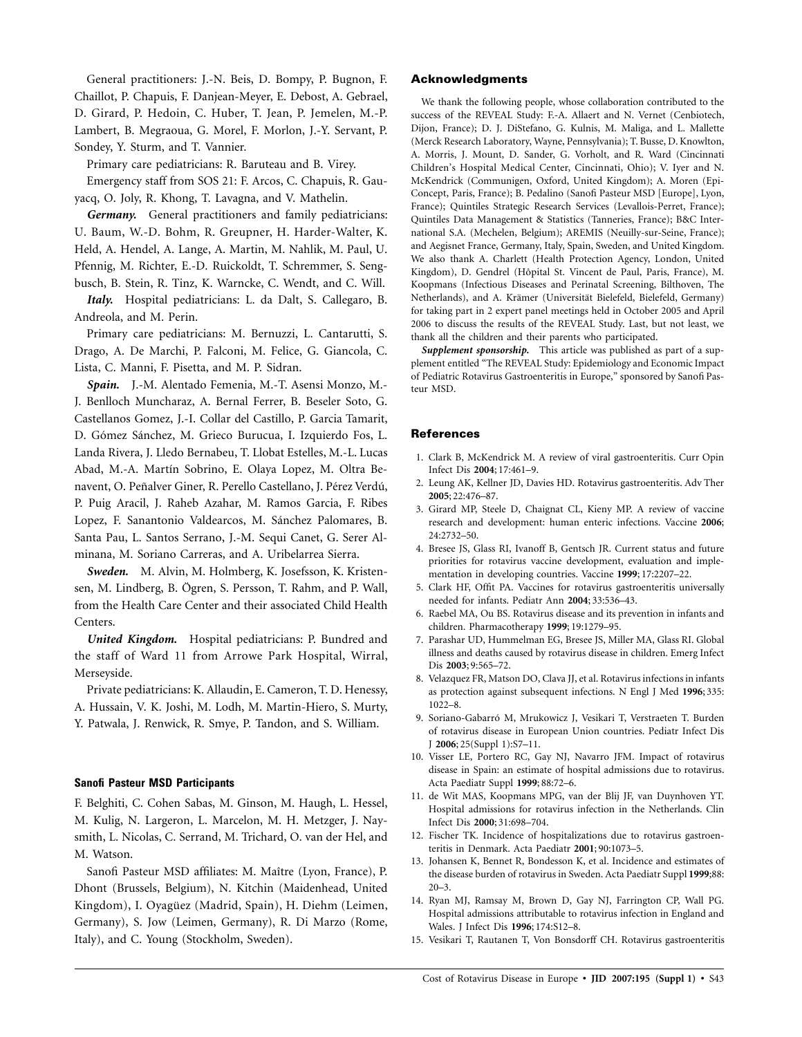General practitioners: J.-N. Beis, D. Bompy, P. Bugnon, F. Chaillot, P. Chapuis, F. Danjean-Meyer, E. Debost, A. Gebrael, D. Girard, P. Hedoin, C. Huber, T. Jean, P. Jemelen, M.-P. Lambert, B. Megraoua, G. Morel, F. Morlon, J.-Y. Servant, P. Sondey, Y. Sturm, and T. Vannier.

Primary care pediatricians: R. Baruteau and B. Virey.

Emergency staff from SOS 21: F. Arcos, C. Chapuis, R. Gauyacq, O. Joly, R. Khong, T. Lavagna, and V. Mathelin.

***Germany.*** General practitioners and family pediatricians: U. Baum, W.-D. Bohm, R. Greupner, H. Harder-Walter, K. Held, A. Hendel, A. Lange, A. Martin, M. Nahlik, M. Paul, U. Pfennig, M. Richter, E.-D. Ruickoldt, T. Schremmer, S. Sengbusch, B. Stein, R. Tinz, K. Warncke, C. Wendt, and C. Will.

***Italy.*** Hospital pediatricians: L. da Dalt, S. Callegaro, B. Andreola, and M. Perin.

Primary care pediatricians: M. Bernuzzi, L. Cantarutti, S. Drago, A. De Marchi, P. Falconi, M. Felice, G. Giancola, C. Lista, C. Manni, F. Pisetta, and M. P. Sidran.

***Spain.*** J.-M. Alentado Femenia, M.-T. Asensi Monzo, M.-J. Benlloch Muncharaz, A. Bernal Ferrer, B. Beseler Soto, G. Castellanos Gomez, J.-I. Collar del Castillo, P. Garcia Tamarit, D. Gómez Sánchez, M. Grieco Burucua, I. Izquierdo Fos, L. Landa Rivera, J. Lledo Bernabeu, T. Llobat Estelles, M.-L. Lucas Abad, M.-A. Martín Sobrino, E. Olaya Lopez, M. Oltra Benavent, O. Peñalver Giner, R. Perello Castellano, J. Pérez Verdú, P. Puig Aracil, J. Raheb Azahar, M. Ramos Garcia, F. Ribes Lopez, F. Sanantonio Valdearcos, M. Sánchez Palomares, B. Santa Pau, L. Santos Serrano, J.-M. Sequi Canet, G. Serer Alminana, M. Soriano Carreras, and A. Uribelarrea Sierra.

***Sweden.*** M. Alvin, M. Holmberg, K. Josefsson, K. Kristensen, M. Lindberg, B. Ögren, S. Persson, T. Rahm, and P. Wall, from the Health Care Center and their associated Child Health Centers.

***United Kingdom.*** Hospital pediatricians: P. Bundred and the staff of Ward 11 from Arrowe Park Hospital, Wirral, Merseyside.

Private pediatricians: K. Allaudin, E. Cameron, T. D. Henessy, A. Hussain, V. K. Joshi, M. Lodh, M. Martin-Hiero, S. Murty, Y. Patwala, J. Renwick, R. Smye, P. Tandon, and S. William.

### Sanofi Pasteur MSD Participants

F. Belghiti, C. Cohen Sabas, M. Ginson, M. Haugh, L. Hessel, M. Kulig, N. Largeron, L. Marcelon, M. H. Metzger, J. Naysmith, L. Nicolas, C. Serrand, M. Trichard, O. van der Hel, and M. Watson.

Sanofi Pasteur MSD affiliates: M. Maître (Lyon, France), P. Dhont (Brussels, Belgium), N. Kitchin (Maidenhead, United Kingdom), I. Oyagüez (Madrid, Spain), H. Diehm (Leimen, Germany), S. Jow (Leimen, Germany), R. Di Marzo (Rome, Italy), and C. Young (Stockholm, Sweden).

## Acknowledgments

We thank the following people, whose collaboration contributed to the success of the REVEAL Study: F.-A. Allaert and N. Vernet (Cenbiotech, Dijon, France); D. J. DiStefano, G. Kulnis, M. Maliga, and L. Mallette (Merck Research Laboratory, Wayne, Pennsylvania); T. Busse, D. Knowlton, A. Morris, J. Mount, D. Sander, G. Vorholt, and R. Ward (Cincinnati Children's Hospital Medical Center, Cincinnati, Ohio); V. Iyer and N. McKendrick (Communigen, Oxford, United Kingdom); A. Moren (EpiConcept, Paris, France); B. Pedalino (Sanofi Pasteur MSD [Europe], Lyon, France); Quintiles Strategic Research Services (Levallois-Perret, France); Quintiles Data Management & Statistics (Tanneries, France); B&C International S.A. (Mechelen, Belgium); AREMIS (Neuilly-sur-Seine, France); and Aegisnet France, Germany, Italy, Spain, Sweden, and United Kingdom. We also thank A. Charlett (Health Protection Agency, London, United Kingdom), D. Gendrel (Hôpital St. Vincent de Paul, Paris, France), M. Koopmans (Infectious Diseases and Perinatal Screening, Bilthoven, The Netherlands), and A. Krämer (Universität Bielefeld, Bielefeld, Germany) for taking part in 2 expert panel meetings held in October 2005 and April 2006 to discuss the results of the REVEAL Study. Last, but not least, we thank all the children and their parents who participated.

***Supplement sponsorship.*** This article was published as part of a supplement entitled "The REVEAL Study: Epidemiology and Economic Impact of Pediatric Rotavirus Gastroenteritis in Europe," sponsored by Sanofi Pasteur MSD.

## References

1. Clark B, McKendrick M. A review of viral gastroenteritis. Curr Opin Infect Dis **2004**; 17:461–9.
2. Leung AK, Kellner JD, Davies HD. Rotavirus gastroenteritis. Adv Ther **2005**; 22:476–87.
3. Girard MP, Steele D, Chaignat CL, Kieny MP. A review of vaccine research and development: human enteric infections. Vaccine **2006**; 24:2732–50.
4. Bresee JS, Glass RI, Ivanoff B, Gentsch JR. Current status and future priorities for rotavirus vaccine development, evaluation and implementation in developing countries. Vaccine **1999**; 17:2207–22.
5. Clark HF, Offit PA. Vaccines for rotavirus gastroenteritis universally needed for infants. Pediatr Ann **2004**; 33:536–43.
6. Raebel MA, Ou BS. Rotavirus disease and its prevention in infants and children. Pharmacotherapy **1999**; 19:1279–95.
7. Parashar UD, Hummelman EG, Bresee JS, Miller MA, Glass RI. Global illness and deaths caused by rotavirus disease in children. Emerg Infect Dis **2003**; 9:565–72.
8. Velazquez FR, Matson DO, Clava JJ, et al. Rotavirus infections in infants as protection against subsequent infections. N Engl J Med **1996**; 335: 1022–8.
9. Soriano-Gabarró M, Mrukowicz J, Vesikari T, Verstraeten T. Burden of rotavirus disease in European Union countries. Pediatr Infect Dis J **2006**; 25(Suppl 1):S7–11.
10. Visser LE, Portero RC, Gay NJ, Navarro JFM. Impact of rotavirus disease in Spain: an estimate of hospital admissions due to rotavirus. Acta Paediatr Suppl **1999**; 88:72–6.
11. de Wit MAS, Koopmans MPG, van der Blij JF, van Duynhoven YT. Hospital admissions for rotavirus infection in the Netherlands. Clin Infect Dis **2000**; 31:698–704.
12. Fischer TK. Incidence of hospitalizations due to rotavirus gastroenteritis in Denmark. Acta Paediatr **2001**; 90:1073–5.
13. Johansen K, Bennet R, Bondesson K, et al. Incidence and estimates of the disease burden of rotavirus in Sweden. Acta Paediatr Suppl **1999**; 88: 20–3.
14. Ryan MJ, Ramsay M, Brown D, Gay NJ, Farrington CP, Wall PG. Hospital admissions attributable to rotavirus infection in England and Wales. J Infect Dis **1996**; 174:S12–8.
15. Vesikari T, Rautanen T, Von Bonsdorff CH. Rotavirus gastroenteritis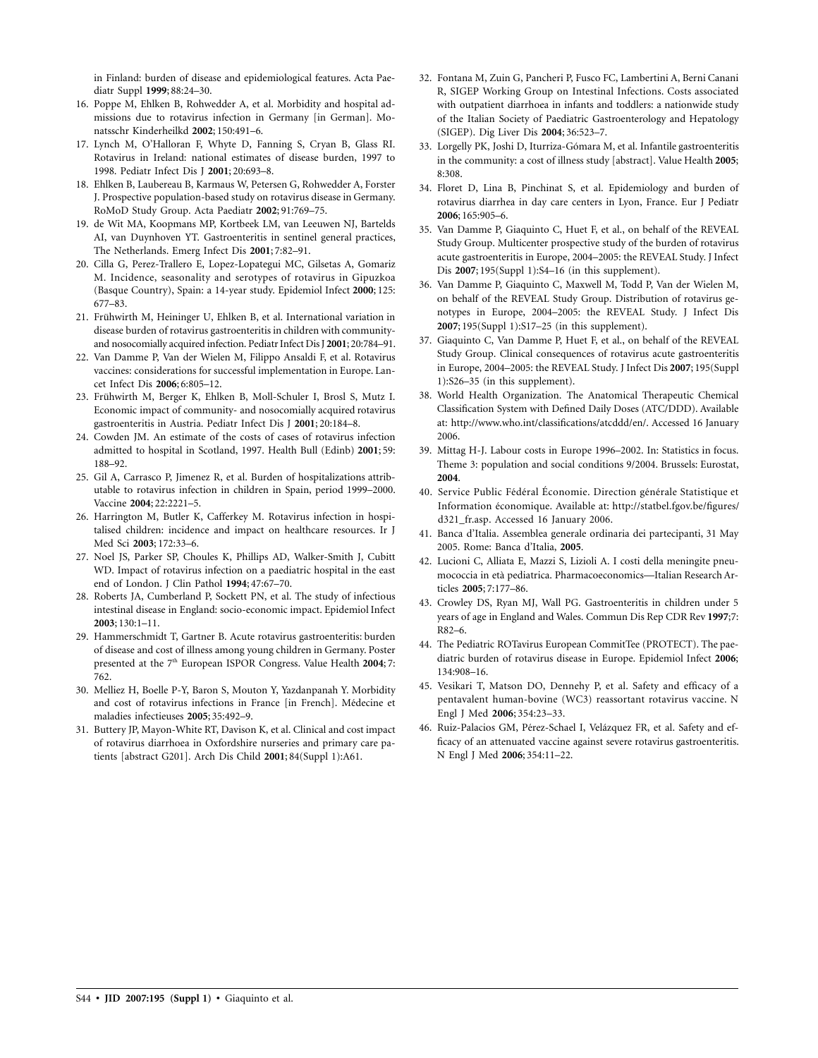in Finland: burden of disease and epidemiological features. Acta Paediatr Suppl **1999**; 88:24–30.

16. Poppe M, Ehlken B, Rohwedder A, et al. Morbidity and hospital admissions due to rotavirus infection in Germany [in German]. Monatsschr Kinderheilkd **2002**; 150:491–6.
17. Lynch M, O'Halloran F, Whyte D, Fanning S, Cryan B, Glass RI. Rotavirus in Ireland: national estimates of disease burden, 1997 to 1998. Pediatr Infect Dis J **2001**; 20:693–8.
18. Ehlken B, Laubereau B, Karmaus W, Petersen G, Rohwedder A, Forster J. Prospective population-based study on rotavirus disease in Germany. RoMoD Study Group. Acta Paediatr **2002**; 91:769–75.
19. de Wit MA, Koopmans MP, Kortbeek LM, van Leeuwen NJ, Bartelds AI, van Duynhoven YT. Gastroenteritis in sentinel general practices, The Netherlands. Emerg Infect Dis **2001**; 7:82–91.
20. Cilla G, Perez-Trallero E, Lopez-Lopategui MC, Gilsetas A, Gomariz M. Incidence, seasonality and serotypes of rotavirus in Gipuzkoa (Basque Country), Spain: a 14-year study. Epidemiol Infect **2000**; 125: 677–83.
21. Frühwirth M, Heininger U, Ehlken B, et al. International variation in disease burden of rotavirus gastroenteritis in children with community- and nosocomially acquired infection. Pediatr Infect Dis J **2001**; 20:784–91.
22. Van Damme P, Van der Wielen M, Filippo Ansaldi F, et al. Rotavirus vaccines: considerations for successful implementation in Europe. Lancet Infect Dis **2006**; 6:805–12.
23. Frühwirth M, Berger K, Ehlken B, Moll-Schuler I, Brosl S, Mutz I. Economic impact of community- and nosocomially acquired rotavirus gastroenteritis in Austria. Pediatr Infect Dis J **2001**; 20:184–8.
24. Cowden JM. An estimate of the costs of cases of rotavirus infection admitted to hospital in Scotland, 1997. Health Bull (Edinb) **2001**; 59: 188–92.
25. Gil A, Carrasco P, Jimenez R, et al. Burden of hospitalizations attributable to rotavirus infection in children in Spain, period 1999–2000. Vaccine **2004**; 22:2221–5.
26. Harrington M, Butler K, Cafferkey M. Rotavirus infection in hospitalised children: incidence and impact on healthcare resources. Ir J Med Sci **2003**; 172:33–6.
27. Noel JS, Parker SP, Choules K, Phillips AD, Walker-Smith J, Cubitt WD. Impact of rotavirus infection on a paediatric hospital in the east end of London. J Clin Pathol **1994**; 47:67–70.
28. Roberts JA, Cumberland P, Sockett PN, et al. The study of infectious intestinal disease in England: socio-economic impact. Epidemiol Infect **2003**; 130:1–11.
29. Hammerschmidt T, Gartner B. Acute rotavirus gastroenteritis: burden of disease and cost of illness among young children in Germany. Poster presented at the 7th European ISPOR Congress. Value Health **2004**; 7: 762.
30. Melliez H, Boelle P-Y, Baron S, Mouton Y, Yazdanpanah Y. Morbidity and cost of rotavirus infections in France [in French]. Médecine et maladies infectieuses **2005**; 35:492–9.
31. Buttery JP, Mayon-White RT, Davison K, et al. Clinical and cost impact of rotavirus diarrhoea in Oxfordshire nurseries and primary care patients [abstract G201]. Arch Dis Child **2001**; 84(Suppl 1):A61.
32. Fontana M, Zuin G, Pancheri P, Fusco FC, Lambertini A, Berni Canani R, SIGEP Working Group on Intestinal Infections. Costs associated with outpatient diarrhoea in infants and toddlers: a nationwide study of the Italian Society of Paediatric Gastroenterology and Hepatology (SIGEP). Dig Liver Dis **2004**; 36:523–7.
33. Lorgelly PK, Joshi D, Iturriza-Gómara M, et al. Infantile gastroenteritis in the community: a cost of illness study [abstract]. Value Health **2005**; 8:308.
34. Floret D, Lina B, Pinchinat S, et al. Epidemiology and burden of rotavirus diarrhea in day care centers in Lyon, France. Eur J Pediatr **2006**; 165:905–6.
35. Van Damme P, Giaquinto C, Huet F, et al., on behalf of the REVEAL Study Group. Multicenter prospective study of the burden of rotavirus acute gastroenteritis in Europe, 2004–2005: the REVEAL Study. J Infect Dis **2007**; 195(Suppl 1):S4–16 (in this supplement).
36. Van Damme P, Giaquinto C, Maxwell M, Todd P, Van der Wielen M, on behalf of the REVEAL Study Group. Distribution of rotavirus genotypes in Europe, 2004–2005: the REVEAL Study. J Infect Dis **2007**; 195(Suppl 1):S17–25 (in this supplement).
37. Giaquinto C, Van Damme P, Huet F, et al., on behalf of the REVEAL Study Group. Clinical consequences of rotavirus acute gastroenteritis in Europe, 2004–2005: the REVEAL Study. J Infect Dis **2007**; 195(Suppl 1):S26–35 (in this supplement).
38. World Health Organization. The Anatomical Therapeutic Chemical Classification System with Defined Daily Doses (ATC/DDD). Available at: http://www.who.int/classifications/atcddd/en/. Accessed 16 January 2006.
39. Mittag H-J. Labour costs in Europe 1996–2002. In: Statistics in focus. Theme 3: population and social conditions 9/2004. Brussels: Eurostat, **2004**.
40. Service Public Fédéral Économie. Direction générale Statistique et Information économique. Available at: http://statbel.fgov.be/figures/d321_fr.asp. Accessed 16 January 2006.
41. Banca d'Italia. Assemblea generale ordinaria dei partecipanti, 31 May 2005. Rome: Banca d'Italia, **2005**.
42. Lucioni C, Alliata E, Mazzi S, Lizioli A. I costi della meningite pneumococcia in età pediatrica. Pharmacoeconomics—Italian Research Articles **2005**; 7:177–86.
43. Crowley DS, Ryan MJ, Wall PG. Gastroenteritis in children under 5 years of age in England and Wales. Commun Dis Rep CDR Rev **1997**;7: R82–6.
44. The Pediatric ROTavirus European CommitTee (PROTECT). The paediatric burden of rotavirus disease in Europe. Epidemiol Infect **2006**; 134:908–16.
45. Vesikari T, Matson DO, Dennehy P, et al. Safety and efficacy of a pentavalent human-bovine (WC3) reassortant rotavirus vaccine. N Engl J Med **2006**; 354:23–33.
46. Ruiz-Palacios GM, Pérez-Schael I, Velázquez FR, et al. Safety and efficacy of an attenuated vaccine against severe rotavirus gastroenteritis. N Engl J Med **2006**; 354:11–22.